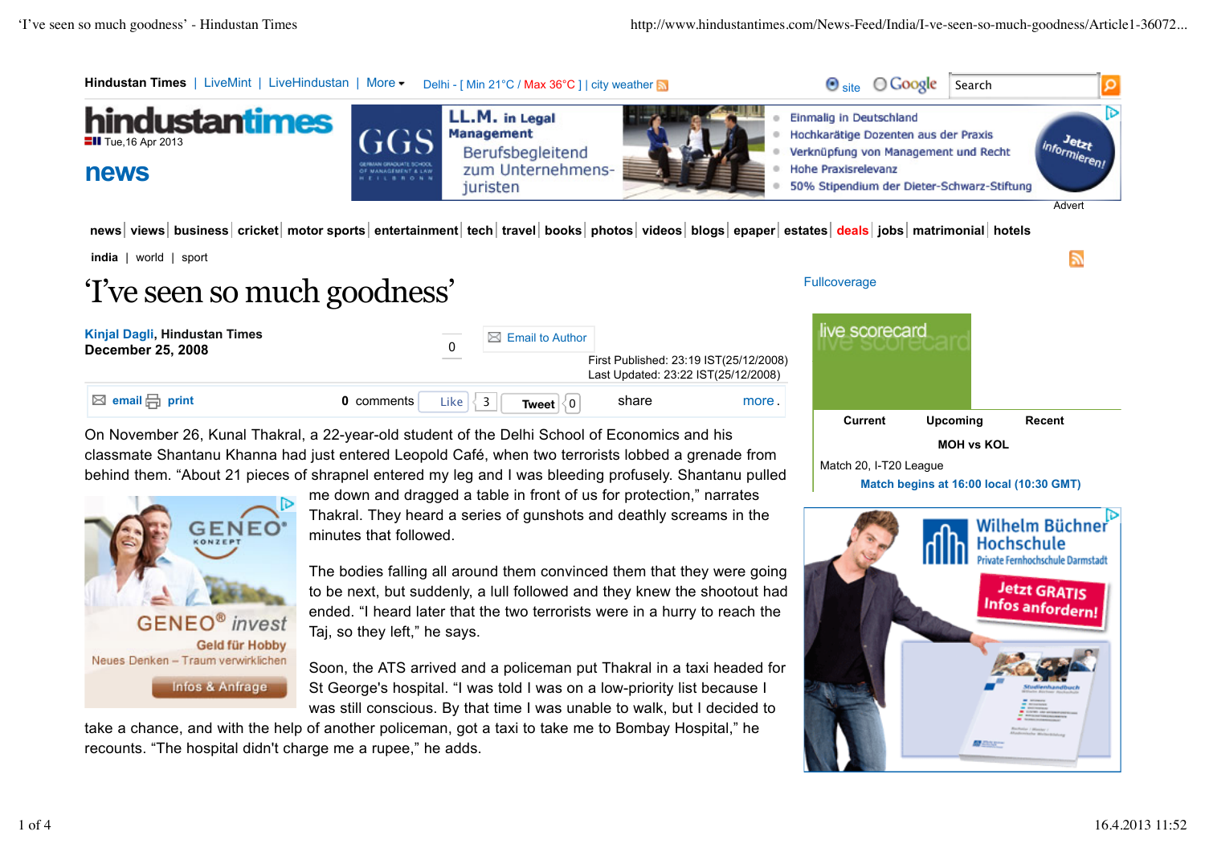# 'I've seen so much goodness'

**Kinjal Dagli, Hindustan Times**
**December 25, 2008**

First Published: 23:19 IST(25/12/2008)
Last Updated: 23:22 IST(25/12/2008)

On November 26, Kunal Thakral, a 22-year-old student of the Delhi School of Economics and his classmate Shantanu Khanna had just entered Leopold Café, when two terrorists lobbed a grenade from behind them. "About 21 pieces of shrapnel entered my leg and I was bleeding profusely. Shantanu pulled me down and dragged a table in front of us for protection," narrates Thakral. They heard a series of gunshots and deathly screams in the minutes that followed.

The bodies falling all around them convinced them that they were going to be next, but suddenly, a lull followed and they knew the shootout had ended. "I heard later that the two terrorists were in a hurry to reach the Taj, so they left," he says.

Soon, the ATS arrived and a policeman put Thakral in a taxi headed for St George's hospital. "I was told I was on a low-priority list because I was still conscious. By that time I was unable to walk, but I decided to take a chance, and with the help of another policeman, got a taxi to take me to Bombay Hospital," he recounts. "The hospital didn't charge me a rupee," he adds.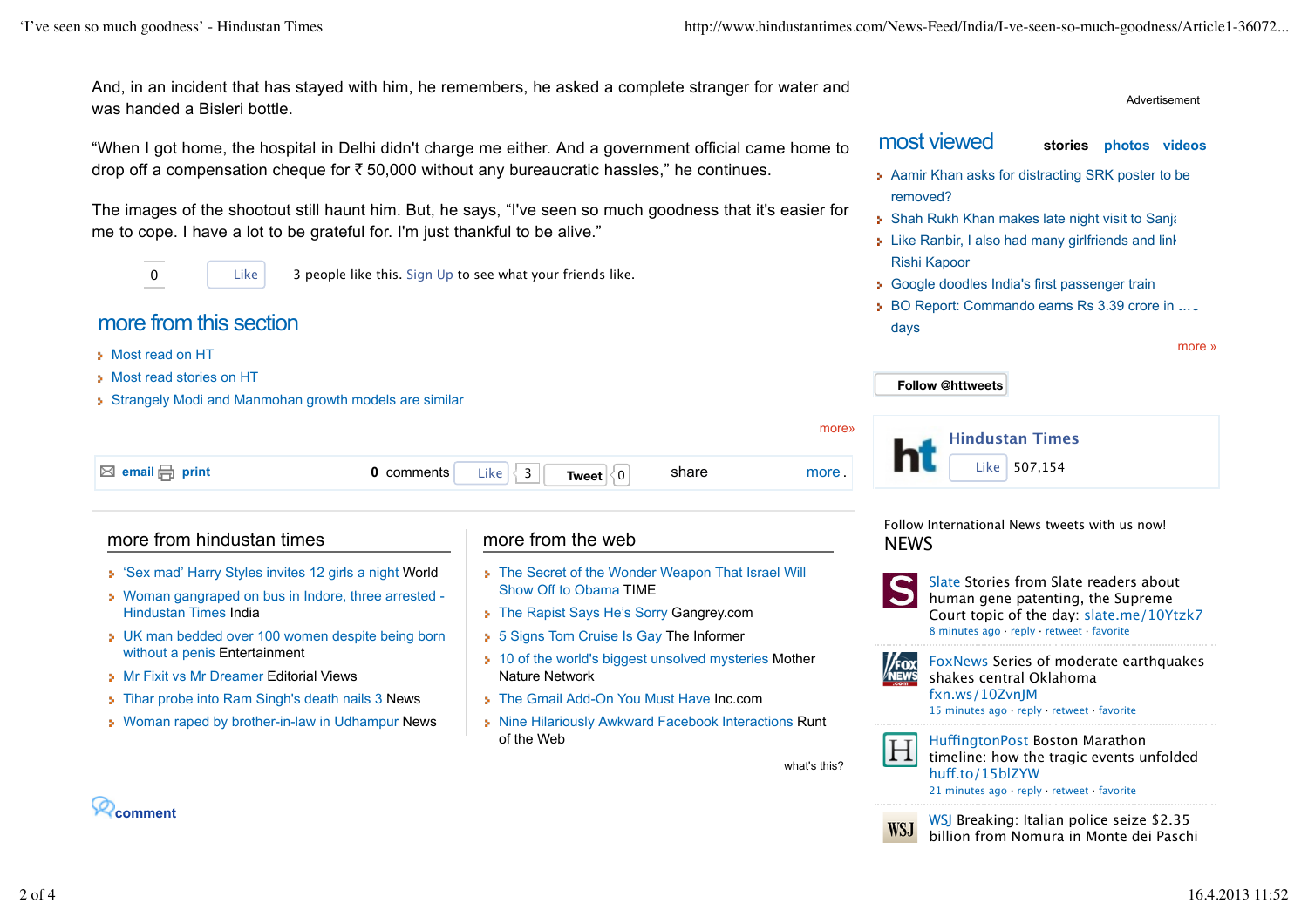And, in an incident that has stayed with him, he remembers, he asked a complete stranger for water and was handed a Bisleri bottle.

"When I got home, the hospital in Delhi didn't charge me either. And a government official came home to drop off a compensation cheque for ₹ 50,000 without any bureaucratic hassles," he continues.

The images of the shootout still haunt him. But, he says, "I've seen so much goodness that it's easier for me to cope. I have a lot to be grateful for. I'm just thankful to be alive."

0 Like 3 people like this. Sign Up to see what your friends like.

## more from this section

- Most read on HT
- Most read stories on HT
- Strangely Modi and Manmohan growth models are similar

more»

email print 0 comments Like 3 Tweet 0 share more.

## more from hindustan times

- 'Sex mad' Harry Styles invites 12 girls a night World
- Woman gangraped on bus in Indore, three arrested - Hindustan Times India
- UK man bedded over 100 women despite being born without a penis Entertainment
- Mr Fixit vs Mr Dreamer Editorial Views
- Tihar probe into Ram Singh's death nails 3 News
- Woman raped by brother-in-law in Udhampur News

## more from the web

- The Secret of the Wonder Weapon That Israel Will Show Off to Obama TIME
- The Rapist Says He's Sorry Gangrey.com
- 5 Signs Tom Cruise Is Gay The Informer
- 10 of the world's biggest unsolved mysteries Mother Nature Network
- The Gmail Add-On You Must Have Inc.com
- Nine Hilariously Awkward Facebook Interactions Runt of the Web

what's this?

comment

Advertisement

## most viewed

stories photos videos

- Aamir Khan asks for distracting SRK poster to be removed?
- Shah Rukh Khan makes late night visit to Sanja
- Like Ranbir, I also had many girlfriends and link Rishi Kapoor
- Google doodles India's first passenger train
- BO Report: Commando earns Rs 3.39 crore in ... days

more »

Follow @httweets

Hindustan Times
Like 507,154

Follow International News tweets with us now!

NEWS

Slate Stories from Slate readers about human gene patenting, the Supreme Court topic of the day: slate.me/10Ytzk7
8 minutes ago · reply · retweet · favorite

FoxNews Series of moderate earthquakes shakes central Oklahoma fxn.ws/10ZvnJM
15 minutes ago · reply · retweet · favorite

HuffingtonPost Boston Marathon timeline: how the tragic events unfolded huff.to/15blZYW
21 minutes ago · reply · retweet · favorite

WSJ Breaking: Italian police seize $2.35 billion from Nomura in Monte dei Paschi